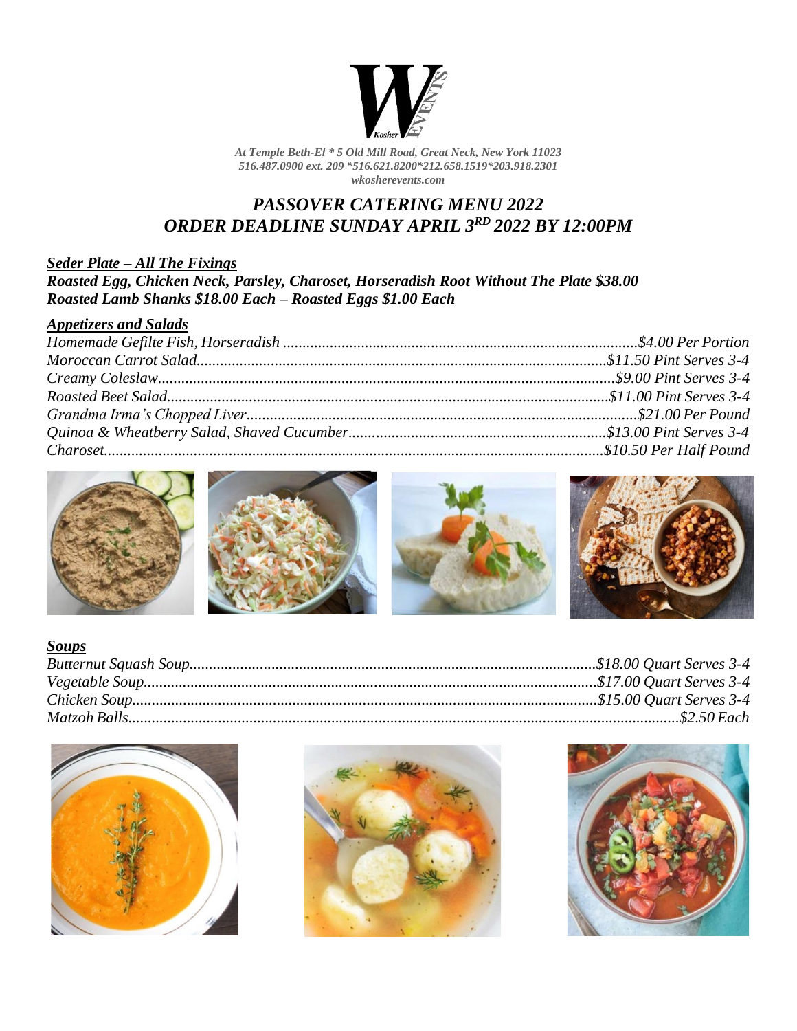Kosher W EVENTS

*At Temple Beth-El * 5 Old Mill Road, Great Neck, New York 11023*
*516.487.0900 ext. 209 *516.621.8200*212.658.1519*203.918.2301*
*wkosherevents.com*

# *PASSOVER CATERING MENU 2022*
# *ORDER DEADLINE SUNDAY APRIL 3RD 2022 BY 12:00PM*

## ***Seder Plate – All The Fixings***

***Roasted Egg, Chicken Neck, Parsley, Charoset, Horseradish Root Without The Plate $38.00***
***Roasted Lamb Shanks $18.00 Each – Roasted Eggs $1.00 Each***

## ***Appetizers and Salads***

*Homemade Gefilte Fish, Horseradish ..........$4.00 Per Portion*
*Moroccan Carrot Salad..........$11.50 Pint Serves 3-4*
*Creamy Coleslaw..........$9.00 Pint Serves 3-4*
*Roasted Beet Salad..........$11.00 Pint Serves 3-4*
*Grandma Irma's Chopped Liver..........$21.00 Per Pound*
*Quinoa & Wheatberry Salad, Shaved Cucumber..........$13.00 Pint Serves 3-4*
*Charoset..........$10.50 Per Half Pound*

## ***Soups***

*Butternut Squash Soup..........$18.00 Quart Serves 3-4*
*Vegetable Soup..........$17.00 Quart Serves 3-4*
*Chicken Soup..........$15.00 Quart Serves 3-4*
*Matzoh Balls..........$2.50 Each*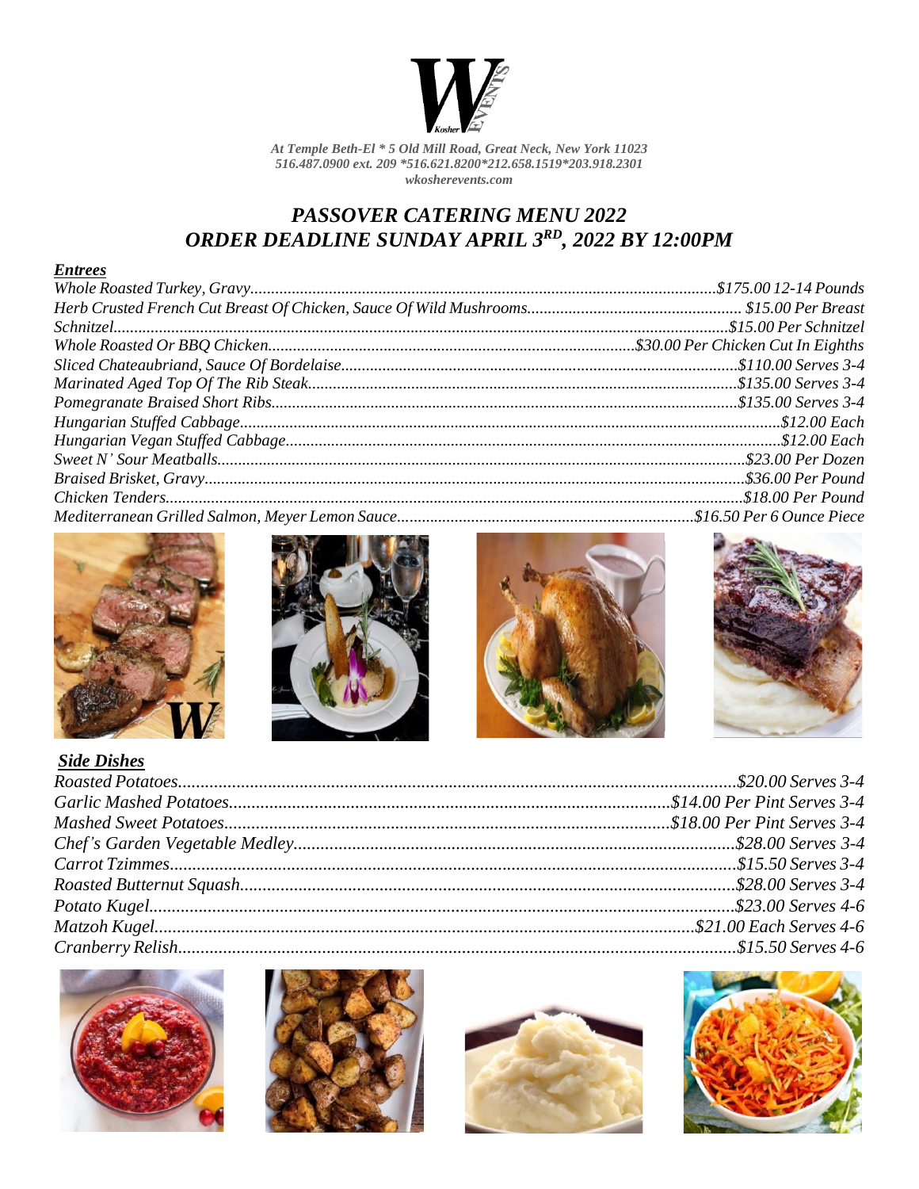*At Temple Beth-El * 5 Old Mill Road, Great Neck, New York 11023*
*516.487.0900 ext. 209 *516.621.8200*212.658.1519*203.918.2301*
*wkosherevents.com*

# *PASSOVER CATERING MENU 2022*
# *ORDER DEADLINE SUNDAY APRIL 3RD, 2022 BY 12:00PM*

## ***Entrees***

| Item | Price |
| --- | --- |
| *Whole Roasted Turkey, Gravy* | *$175.00 12-14 Pounds* |
| *Herb Crusted French Cut Breast Of Chicken, Sauce Of Wild Mushrooms* | *$15.00 Per Breast* |
| *Schnitzel* | *$15.00 Per Schnitzel* |
| *Whole Roasted Or BBQ Chicken* | *$30.00 Per Chicken Cut In Eighths* |
| *Sliced Chateaubriand, Sauce Of Bordelaise* | *$110.00 Serves 3-4* |
| *Marinated Aged Top Of The Rib Steak* | *$135.00 Serves 3-4* |
| *Pomegranate Braised Short Ribs* | *$135.00 Serves 3-4* |
| *Hungarian Stuffed Cabbage* | *$12.00 Each* |
| *Hungarian Vegan Stuffed Cabbage* | *$12.00 Each* |
| *Sweet N' Sour Meatballs* | *$23.00 Per Dozen* |
| *Braised Brisket, Gravy* | *$36.00 Per Pound* |
| *Chicken Tenders* | *$18.00 Per Pound* |
| *Mediterranean Grilled Salmon, Meyer Lemon Sauce* | *$16.50 Per 6 Ounce Piece* |

## ***Side Dishes***

| Item | Price |
| --- | --- |
| *Roasted Potatoes* | *$20.00 Serves 3-4* |
| *Garlic Mashed Potatoes* | *$14.00 Per Pint Serves 3-4* |
| *Mashed Sweet Potatoes* | *$18.00 Per Pint Serves 3-4* |
| *Chef's Garden Vegetable Medley* | *$28.00 Serves 3-4* |
| *Carrot Tzimmes* | *$15.50 Serves 3-4* |
| *Roasted Butternut Squash* | *$28.00 Serves 3-4* |
| *Potato Kugel* | *$23.00 Serves 4-6* |
| *Matzoh Kugel* | *$21.00 Each Serves 4-6* |
| *Cranberry Relish* | *$15.50 Serves 4-6* |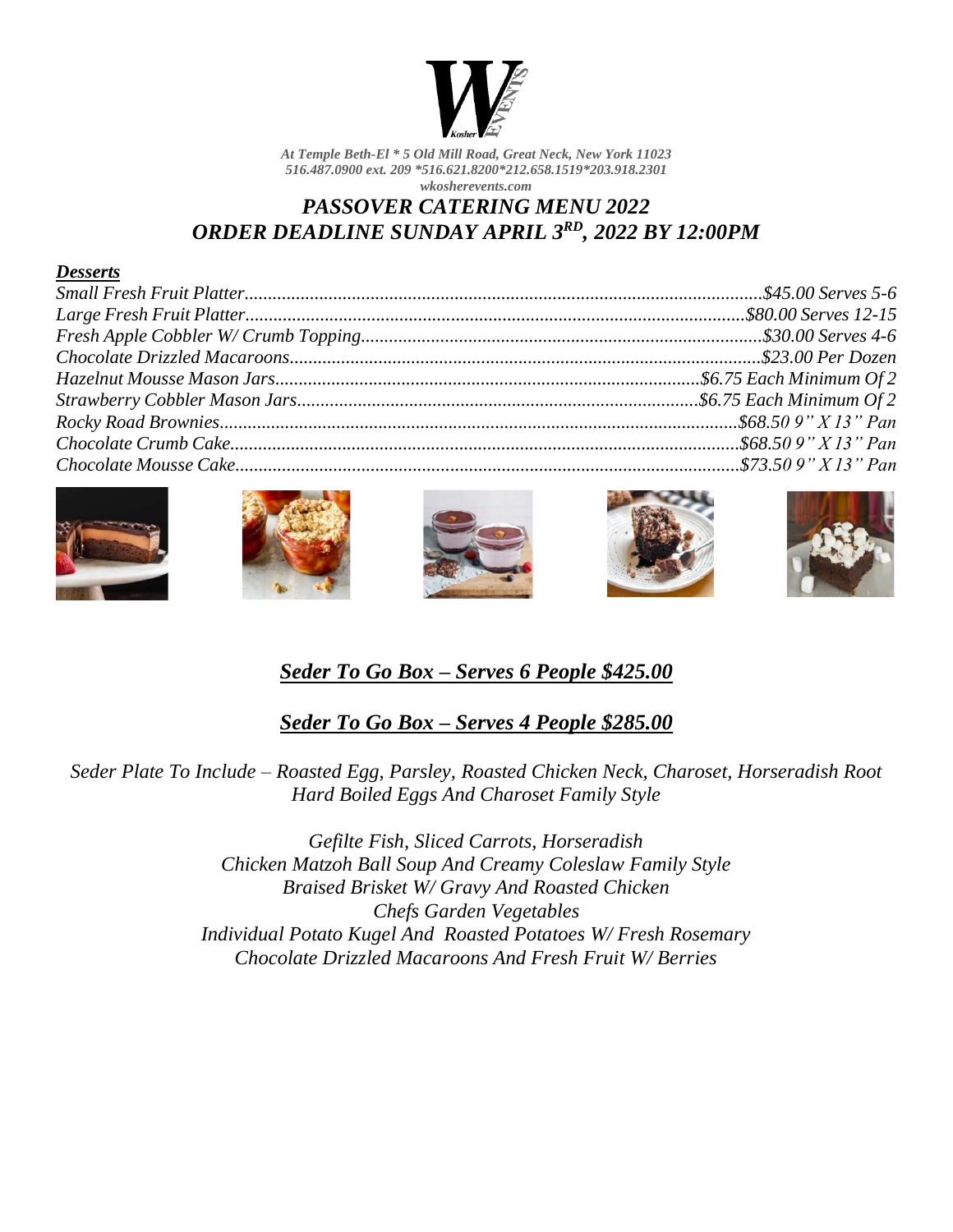*At Temple Beth-El * 5 Old Mill Road, Great Neck, New York 11023*
*516.487.0900 ext. 209 *516.621.8200*212.658.1519*203.918.2301*
*wkosherevents.com*

# *PASSOVER CATERING MENU 2022*
# *ORDER DEADLINE SUNDAY APRIL 3RD, 2022 BY 12:00PM*

***Desserts***

| Item | Price |
|---|---|
| *Small Fresh Fruit Platter* | *$45.00 Serves 5-6* |
| *Large Fresh Fruit Platter* | *$80.00 Serves 12-15* |
| *Fresh Apple Cobbler W/ Crumb Topping* | *$30.00 Serves 4-6* |
| *Chocolate Drizzled Macaroons* | *$23.00 Per Dozen* |
| *Hazelnut Mousse Mason Jars* | *$6.75 Each Minimum Of 2* |
| *Strawberry Cobbler Mason Jars* | *$6.75 Each Minimum Of 2* |
| *Rocky Road Brownies* | *$68.50 9" X 13" Pan* |
| *Chocolate Crumb Cake* | *$68.50 9" X 13" Pan* |
| *Chocolate Mousse Cake* | *$73.50 9" X 13" Pan* |

## ***Seder To Go Box – Serves 6 People $425.00***

## ***Seder To Go Box – Serves 4 People $285.00***

*Seder Plate To Include – Roasted Egg, Parsley, Roasted Chicken Neck, Charoset, Horseradish Root*
*Hard Boiled Eggs And Charoset Family Style*

*Gefilte Fish, Sliced Carrots, Horseradish*
*Chicken Matzoh Ball Soup And Creamy Coleslaw Family Style*
*Braised Brisket W/ Gravy And Roasted Chicken*
*Chefs Garden Vegetables*
*Individual Potato Kugel And Roasted Potatoes W/ Fresh Rosemary*
*Chocolate Drizzled Macaroons And Fresh Fruit W/ Berries*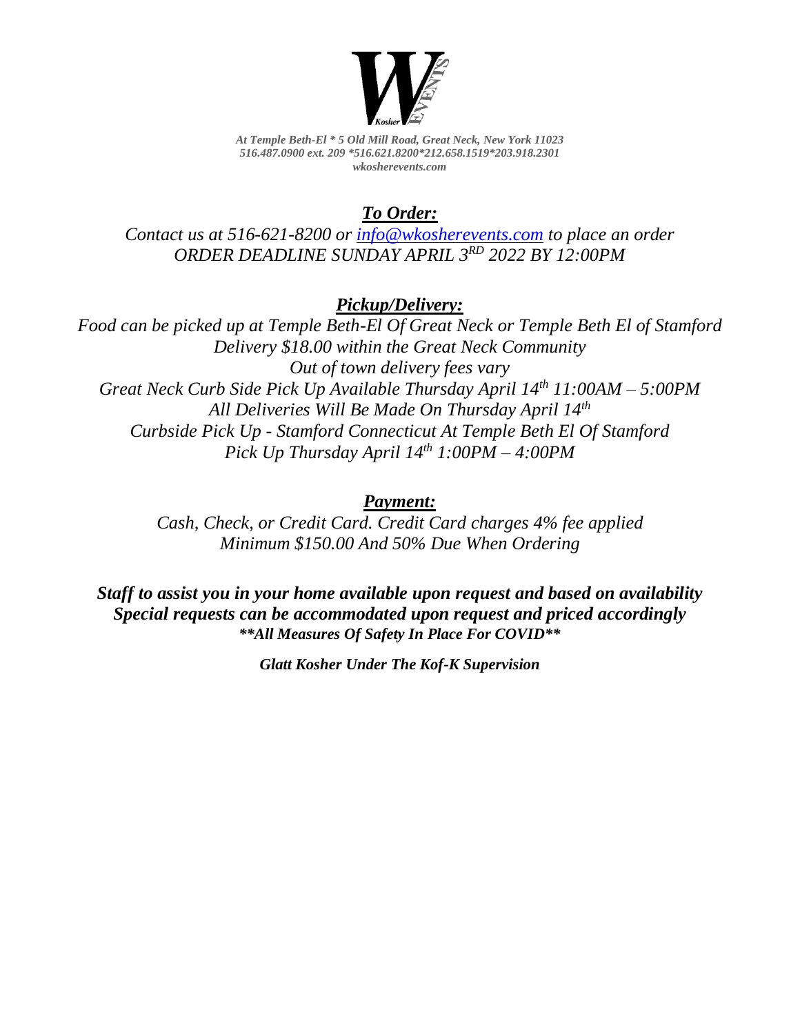*At Temple Beth-El * 5 Old Mill Road, Great Neck, New York 11023*
*516.487.0900 ext. 209 *516.621.8200*212.658.1519*203.918.2301*
*wkosherevents.com*

## ***To Order:***

*Contact us at 516-621-8200 or [info@wkosherevents.com](mailto:info@wkosherevents.com) to place an order*
*ORDER DEADLINE SUNDAY APRIL 3RD 2022 BY 12:00PM*

## ***Pickup/Delivery:***

*Food can be picked up at Temple Beth-El Of Great Neck or Temple Beth El of Stamford*
*Delivery $18.00 within the Great Neck Community*
*Out of town delivery fees vary*
*Great Neck Curb Side Pick Up Available Thursday April 14th 11:00AM – 5:00PM*
*All Deliveries Will Be Made On Thursday April 14th*
*Curbside Pick Up - Stamford Connecticut At Temple Beth El Of Stamford*
*Pick Up Thursday April 14th 1:00PM – 4:00PM*

## ***Payment:***

*Cash, Check, or Credit Card. Credit Card charges 4% fee applied*
*Minimum $150.00 And 50% Due When Ordering*

***Staff to assist you in your home available upon request and based on availability***
***Special requests can be accommodated upon request and priced accordingly***
***\*\*All Measures Of Safety In Place For COVID\*\****

***Glatt Kosher Under The Kof-K Supervision***